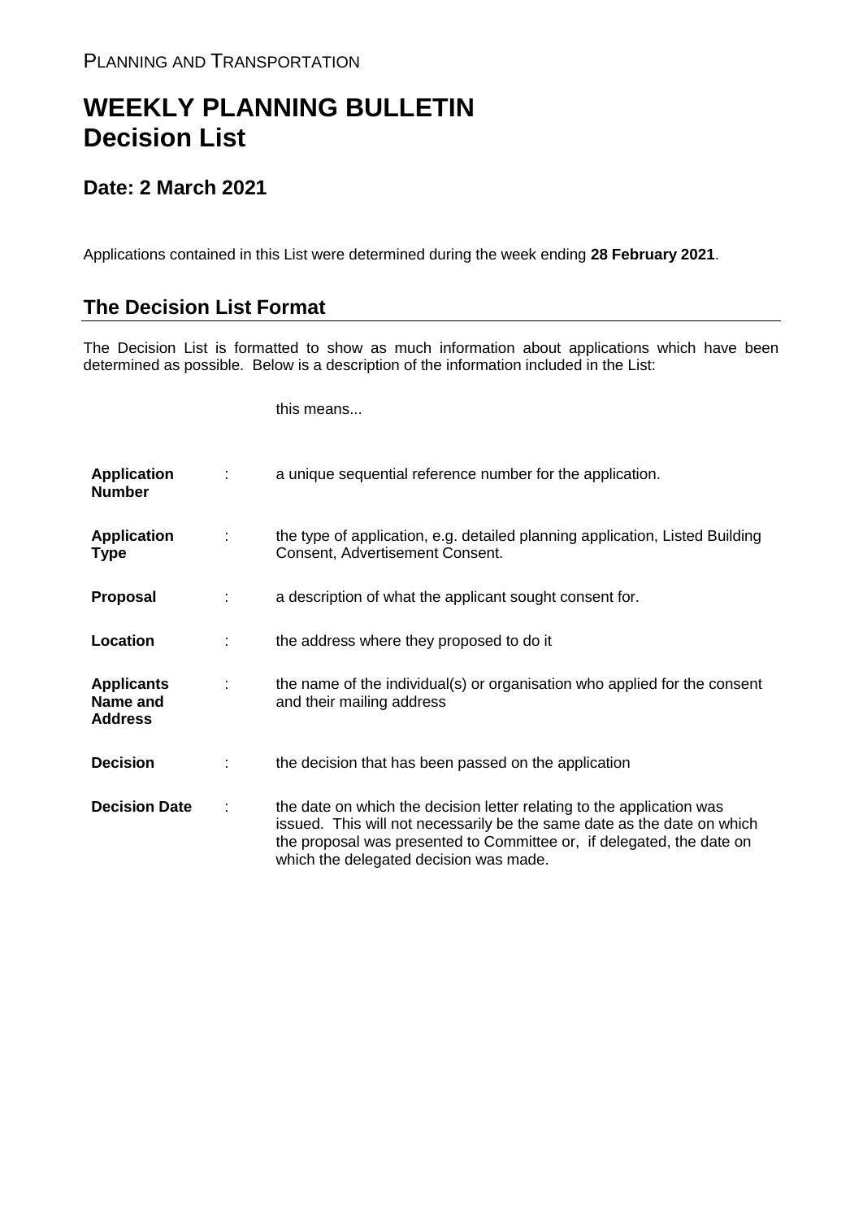PLANNING AND TRANSPORTATION

# WEEKLY PLANNING BULLETIN
# Decision List

## Date: 2 March 2021

Applications contained in this List were determined during the week ending **28 February 2021**.

## The Decision List Format

The Decision List is formatted to show as much information about applications which have been determined as possible. Below is a description of the information included in the List:

| | | this means... |
|---|---|---|
| **Application Number** | : | a unique sequential reference number for the application. |
| **Application Type** | : | the type of application, e.g. detailed planning application, Listed Building Consent, Advertisement Consent. |
| **Proposal** | : | a description of what the applicant sought consent for. |
| **Location** | : | the address where they proposed to do it |
| **Applicants Name and Address** | : | the name of the individual(s) or organisation who applied for the consent and their mailing address |
| **Decision** | : | the decision that has been passed on the application |
| **Decision Date** | : | the date on which the decision letter relating to the application was issued. This will not necessarily be the same date as the date on which the proposal was presented to Committee or, if delegated, the date on which the delegated decision was made. |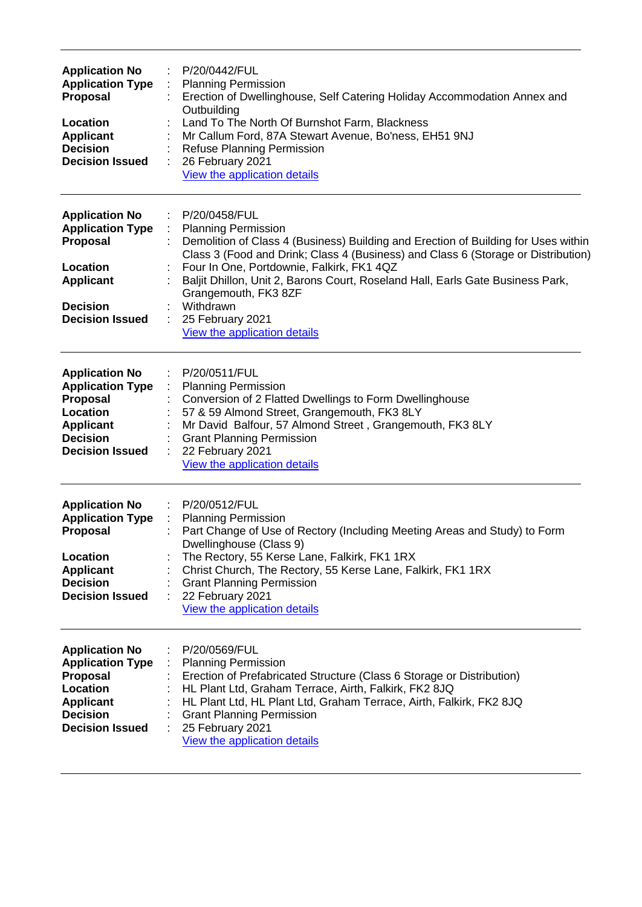---

**Application No** : P/20/0442/FUL
**Application Type** : Planning Permission
**Proposal** : Erection of Dwellinghouse, Self Catering Holiday Accommodation Annex and Outbuilding
**Location** : Land To The North Of Burnshot Farm, Blackness
**Applicant** : Mr Callum Ford, 87A Stewart Avenue, Bo'ness, EH51 9NJ
**Decision** : Refuse Planning Permission
**Decision Issued** : 26 February 2021
View the application details

---

**Application No** : P/20/0458/FUL
**Application Type** : Planning Permission
**Proposal** : Demolition of Class 4 (Business) Building and Erection of Building for Uses within Class 3 (Food and Drink; Class 4 (Business) and Class 6 (Storage or Distribution)
**Location** : Four In One, Portdownie, Falkirk, FK1 4QZ
**Applicant** : Baljit Dhillon, Unit 2, Barons Court, Roseland Hall, Earls Gate Business Park, Grangemouth, FK3 8ZF
**Decision** : Withdrawn
**Decision Issued** : 25 February 2021
View the application details

---

**Application No** : P/20/0511/FUL
**Application Type** : Planning Permission
**Proposal** : Conversion of 2 Flatted Dwellings to Form Dwellinghouse
**Location** : 57 & 59 Almond Street, Grangemouth, FK3 8LY
**Applicant** : Mr David Balfour, 57 Almond Street , Grangemouth, FK3 8LY
**Decision** : Grant Planning Permission
**Decision Issued** : 22 February 2021
View the application details

---

**Application No** : P/20/0512/FUL
**Application Type** : Planning Permission
**Proposal** : Part Change of Use of Rectory (Including Meeting Areas and Study) to Form Dwellinghouse (Class 9)
**Location** : The Rectory, 55 Kerse Lane, Falkirk, FK1 1RX
**Applicant** : Christ Church, The Rectory, 55 Kerse Lane, Falkirk, FK1 1RX
**Decision** : Grant Planning Permission
**Decision Issued** : 22 February 2021
View the application details

---

**Application No** : P/20/0569/FUL
**Application Type** : Planning Permission
**Proposal** : Erection of Prefabricated Structure (Class 6 Storage or Distribution)
**Location** : HL Plant Ltd, Graham Terrace, Airth, Falkirk, FK2 8JQ
**Applicant** : HL Plant Ltd, HL Plant Ltd, Graham Terrace, Airth, Falkirk, FK2 8JQ
**Decision** : Grant Planning Permission
**Decision Issued** : 25 February 2021
View the application details

---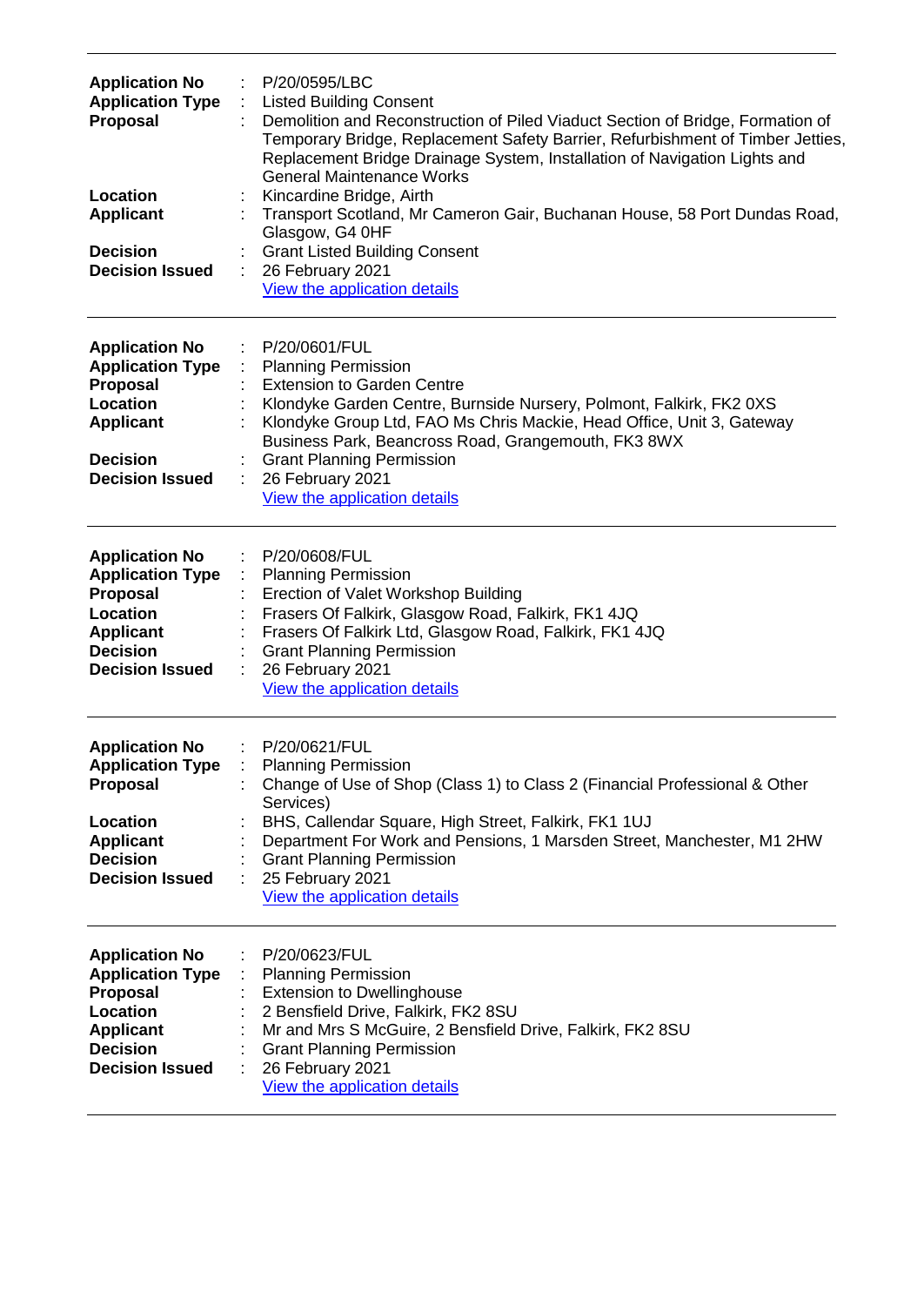| | | |
|---|---|---|
| **Application No** | : | P/20/0595/LBC |
| **Application Type** | : | Listed Building Consent |
| **Proposal** | : | Demolition and Reconstruction of Piled Viaduct Section of Bridge, Formation of Temporary Bridge, Replacement Safety Barrier, Refurbishment of Timber Jetties, Replacement Bridge Drainage System, Installation of Navigation Lights and General Maintenance Works |
| **Location** | : | Kincardine Bridge, Airth |
| **Applicant** | : | Transport Scotland, Mr Cameron Gair, Buchanan House, 58 Port Dundas Road, Glasgow, G4 0HF |
| **Decision** | : | Grant Listed Building Consent |
| **Decision Issued** | : | 26 February 2021 |
| | | View the application details |

---

| | | |
|---|---|---|
| **Application No** | : | P/20/0601/FUL |
| **Application Type** | : | Planning Permission |
| **Proposal** | : | Extension to Garden Centre |
| **Location** | : | Klondyke Garden Centre, Burnside Nursery, Polmont, Falkirk, FK2 0XS |
| **Applicant** | : | Klondyke Group Ltd, FAO Ms Chris Mackie, Head Office, Unit 3, Gateway Business Park, Beancross Road, Grangemouth, FK3 8WX |
| **Decision** | : | Grant Planning Permission |
| **Decision Issued** | : | 26 February 2021 |
| | | View the application details |

---

| | | |
|---|---|---|
| **Application No** | : | P/20/0608/FUL |
| **Application Type** | : | Planning Permission |
| **Proposal** | : | Erection of Valet Workshop Building |
| **Location** | : | Frasers Of Falkirk, Glasgow Road, Falkirk, FK1 4JQ |
| **Applicant** | : | Frasers Of Falkirk Ltd, Glasgow Road, Falkirk, FK1 4JQ |
| **Decision** | : | Grant Planning Permission |
| **Decision Issued** | : | 26 February 2021 |
| | | View the application details |

---

| | | |
|---|---|---|
| **Application No** | : | P/20/0621/FUL |
| **Application Type** | : | Planning Permission |
| **Proposal** | : | Change of Use of Shop (Class 1) to Class 2 (Financial Professional & Other Services) |
| **Location** | : | BHS, Callendar Square, High Street, Falkirk, FK1 1UJ |
| **Applicant** | : | Department For Work and Pensions, 1 Marsden Street, Manchester, M1 2HW |
| **Decision** | : | Grant Planning Permission |
| **Decision Issued** | : | 25 February 2021 |
| | | View the application details |

---

| | | |
|---|---|---|
| **Application No** | : | P/20/0623/FUL |
| **Application Type** | : | Planning Permission |
| **Proposal** | : | Extension to Dwellinghouse |
| **Location** | : | 2 Bensfield Drive, Falkirk, FK2 8SU |
| **Applicant** | : | Mr and Mrs S McGuire, 2 Bensfield Drive, Falkirk, FK2 8SU |
| **Decision** | : | Grant Planning Permission |
| **Decision Issued** | : | 26 February 2021 |
| | | View the application details |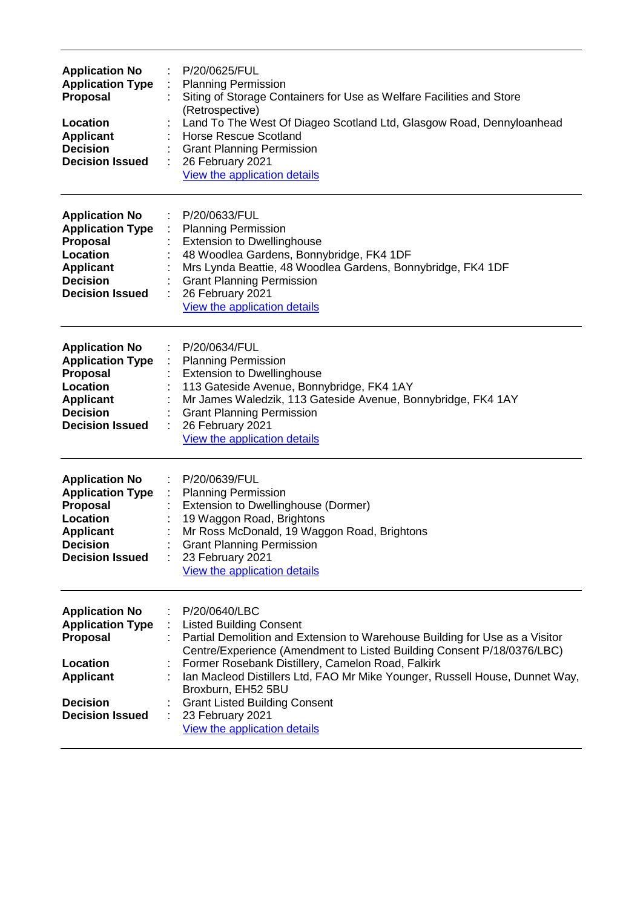---

**Application No** : P/20/0625/FUL
**Application Type** : Planning Permission
**Proposal** : Siting of Storage Containers for Use as Welfare Facilities and Store (Retrospective)
**Location** : Land To The West Of Diageo Scotland Ltd, Glasgow Road, Dennyloanhead
**Applicant** : Horse Rescue Scotland
**Decision** : Grant Planning Permission
**Decision Issued** : 26 February 2021
View the application details

---

**Application No** : P/20/0633/FUL
**Application Type** : Planning Permission
**Proposal** : Extension to Dwellinghouse
**Location** : 48 Woodlea Gardens, Bonnybridge, FK4 1DF
**Applicant** : Mrs Lynda Beattie, 48 Woodlea Gardens, Bonnybridge, FK4 1DF
**Decision** : Grant Planning Permission
**Decision Issued** : 26 February 2021
View the application details

---

**Application No** : P/20/0634/FUL
**Application Type** : Planning Permission
**Proposal** : Extension to Dwellinghouse
**Location** : 113 Gateside Avenue, Bonnybridge, FK4 1AY
**Applicant** : Mr James Waledzik, 113 Gateside Avenue, Bonnybridge, FK4 1AY
**Decision** : Grant Planning Permission
**Decision Issued** : 26 February 2021
View the application details

---

**Application No** : P/20/0639/FUL
**Application Type** : Planning Permission
**Proposal** : Extension to Dwellinghouse (Dormer)
**Location** : 19 Waggon Road, Brightons
**Applicant** : Mr Ross McDonald, 19 Waggon Road, Brightons
**Decision** : Grant Planning Permission
**Decision Issued** : 23 February 2021
View the application details

---

**Application No** : P/20/0640/LBC
**Application Type** : Listed Building Consent
**Proposal** : Partial Demolition and Extension to Warehouse Building for Use as a Visitor Centre/Experience (Amendment to Listed Building Consent P/18/0376/LBC)
**Location** : Former Rosebank Distillery, Camelon Road, Falkirk
**Applicant** : Ian Macleod Distillers Ltd, FAO Mr Mike Younger, Russell House, Dunnet Way, Broxburn, EH52 5BU
**Decision** : Grant Listed Building Consent
**Decision Issued** : 23 February 2021
View the application details

---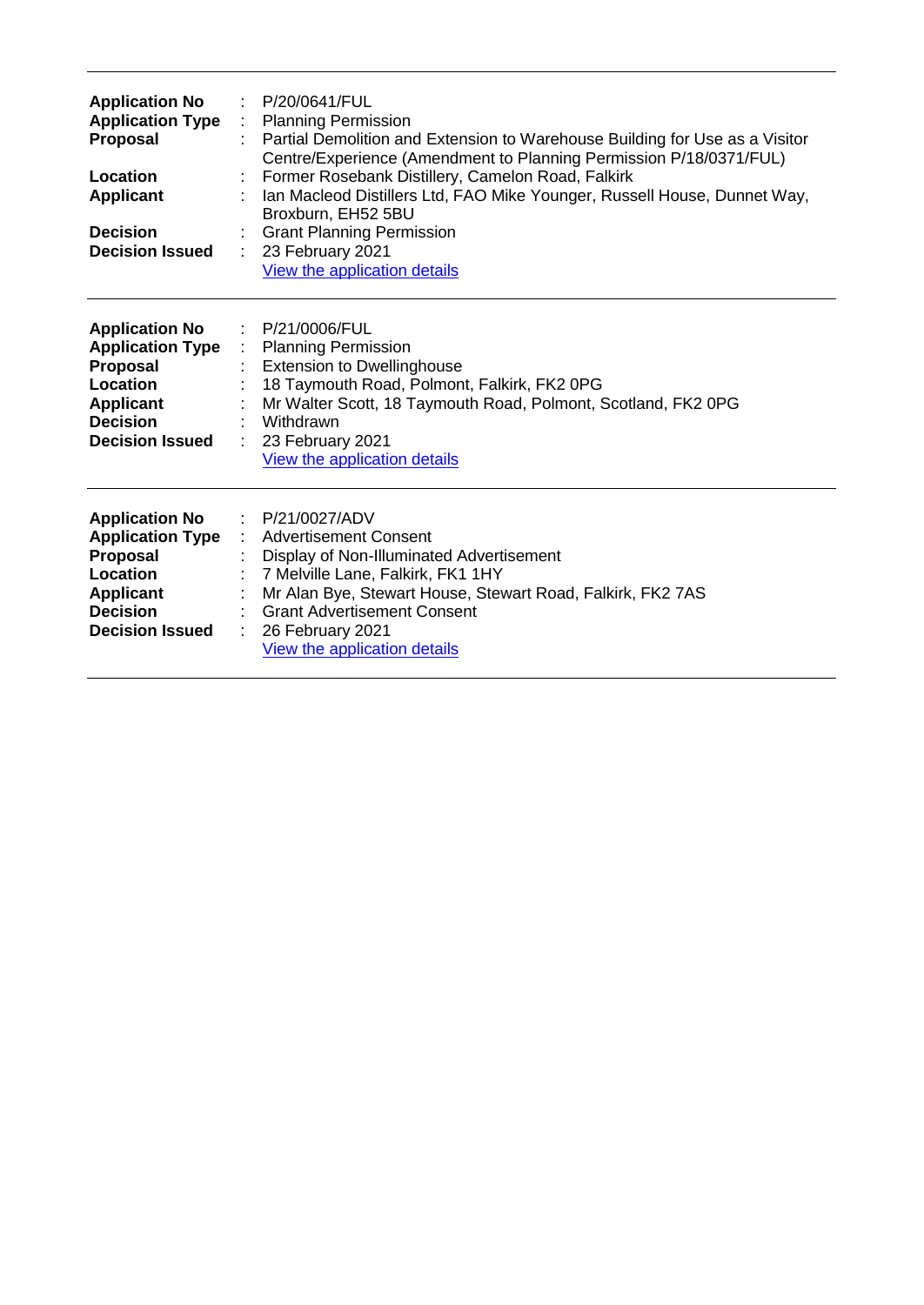---

**Application No** : P/20/0641/FUL
**Application Type** : Planning Permission
**Proposal** : Partial Demolition and Extension to Warehouse Building for Use as a Visitor Centre/Experience (Amendment to Planning Permission P/18/0371/FUL)
**Location** : Former Rosebank Distillery, Camelon Road, Falkirk
**Applicant** : Ian Macleod Distillers Ltd, FAO Mike Younger, Russell House, Dunnet Way, Broxburn, EH52 5BU
**Decision** : Grant Planning Permission
**Decision Issued** : 23 February 2021
View the application details

---

**Application No** : P/21/0006/FUL
**Application Type** : Planning Permission
**Proposal** : Extension to Dwellinghouse
**Location** : 18 Taymouth Road, Polmont, Falkirk, FK2 0PG
**Applicant** : Mr Walter Scott, 18 Taymouth Road, Polmont, Scotland, FK2 0PG
**Decision** : Withdrawn
**Decision Issued** : 23 February 2021
View the application details

---

**Application No** : P/21/0027/ADV
**Application Type** : Advertisement Consent
**Proposal** : Display of Non-Illuminated Advertisement
**Location** : 7 Melville Lane, Falkirk, FK1 1HY
**Applicant** : Mr Alan Bye, Stewart House, Stewart Road, Falkirk, FK2 7AS
**Decision** : Grant Advertisement Consent
**Decision Issued** : 26 February 2021
View the application details

---